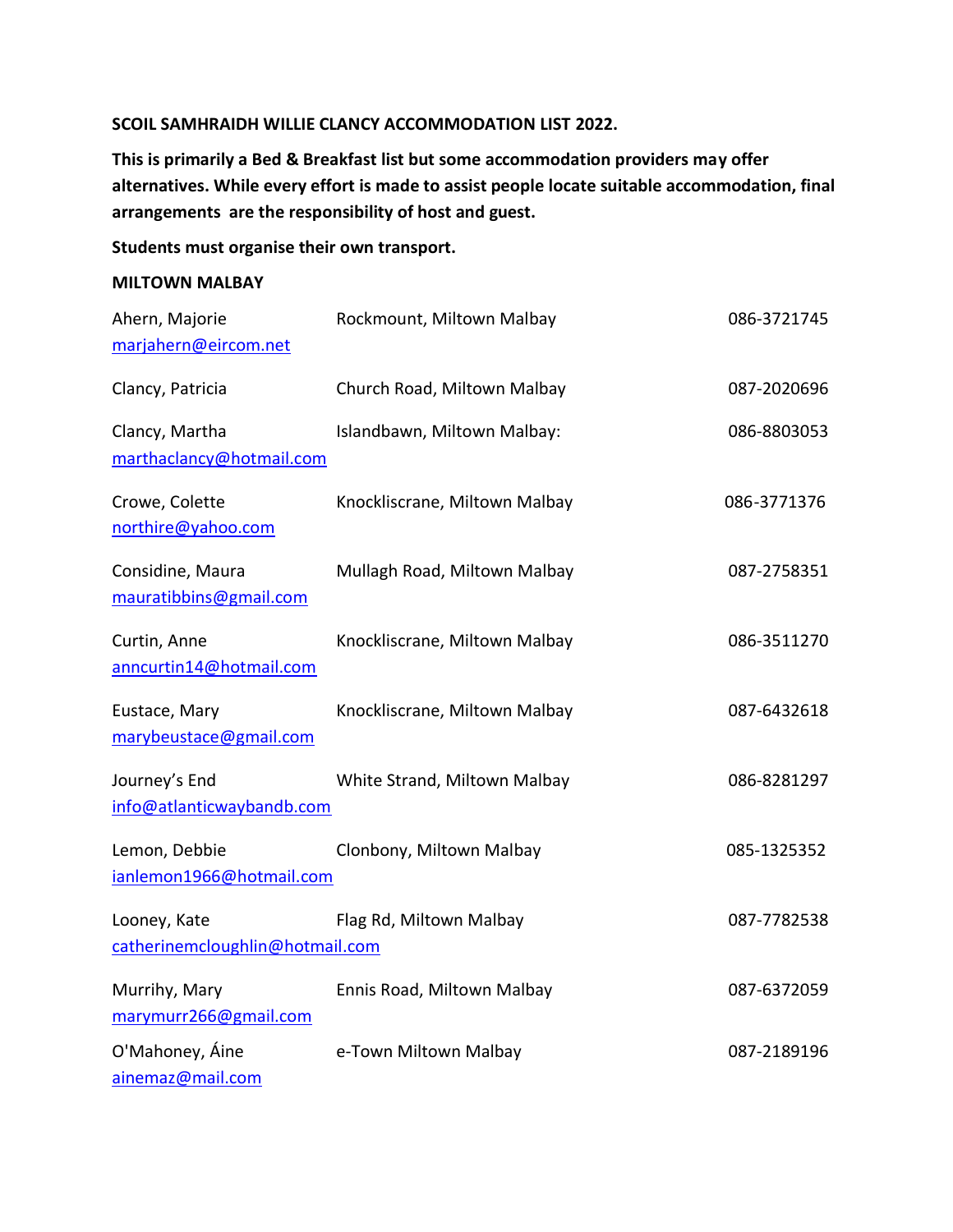**SCOIL SAMHRAIDH WILLIE CLANCY ACCOMMODATION LIST 2022.**

**This is primarily a Bed & Breakfast list but some accommodation providers may offer alternatives. While every effort is made to assist people locate suitable accommodation, final arrangements are the responsibility of host and guest.**

**Students must organise their own transport.**

**MILTOWN MALBAY**

| Name | Address | Phone |
|---|---|---|
| Ahern, Majorie<br>marjahern@eircom.net | Rockmount, Miltown Malbay | 086-3721745 |
| Clancy, Patricia | Church Road, Miltown Malbay | 087-2020696 |
| Clancy, Martha<br>marthaclancy@hotmail.com | Islandbawn, Miltown Malbay: | 086-8803053 |
| Crowe, Colette<br>northire@yahoo.com | Knockliscrane, Miltown Malbay | 086-3771376 |
| Considine, Maura<br>mauratibbins@gmail.com | Mullagh Road, Miltown Malbay | 087-2758351 |
| Curtin, Anne<br>anncurtin14@hotmail.com | Knockliscrane, Miltown Malbay | 086-3511270 |
| Eustace, Mary<br>marybeustace@gmail.com | Knockliscrane, Miltown Malbay | 087-6432618 |
| Journey's End<br>info@atlanticwaybandb.com | White Strand, Miltown Malbay | 086-8281297 |
| Lemon, Debbie<br>ianlemon1966@hotmail.com | Clonbony, Miltown Malbay | 085-1325352 |
| Looney, Kate<br>catherinemcloughlin@hotmail.com | Flag Rd, Miltown Malbay | 087-7782538 |
| Murrihy, Mary<br>marymurr266@gmail.com | Ennis Road, Miltown Malbay | 087-6372059 |
| O'Mahoney, Áine<br>ainemaz@mail.com | e-Town Miltown Malbay | 087-2189196 |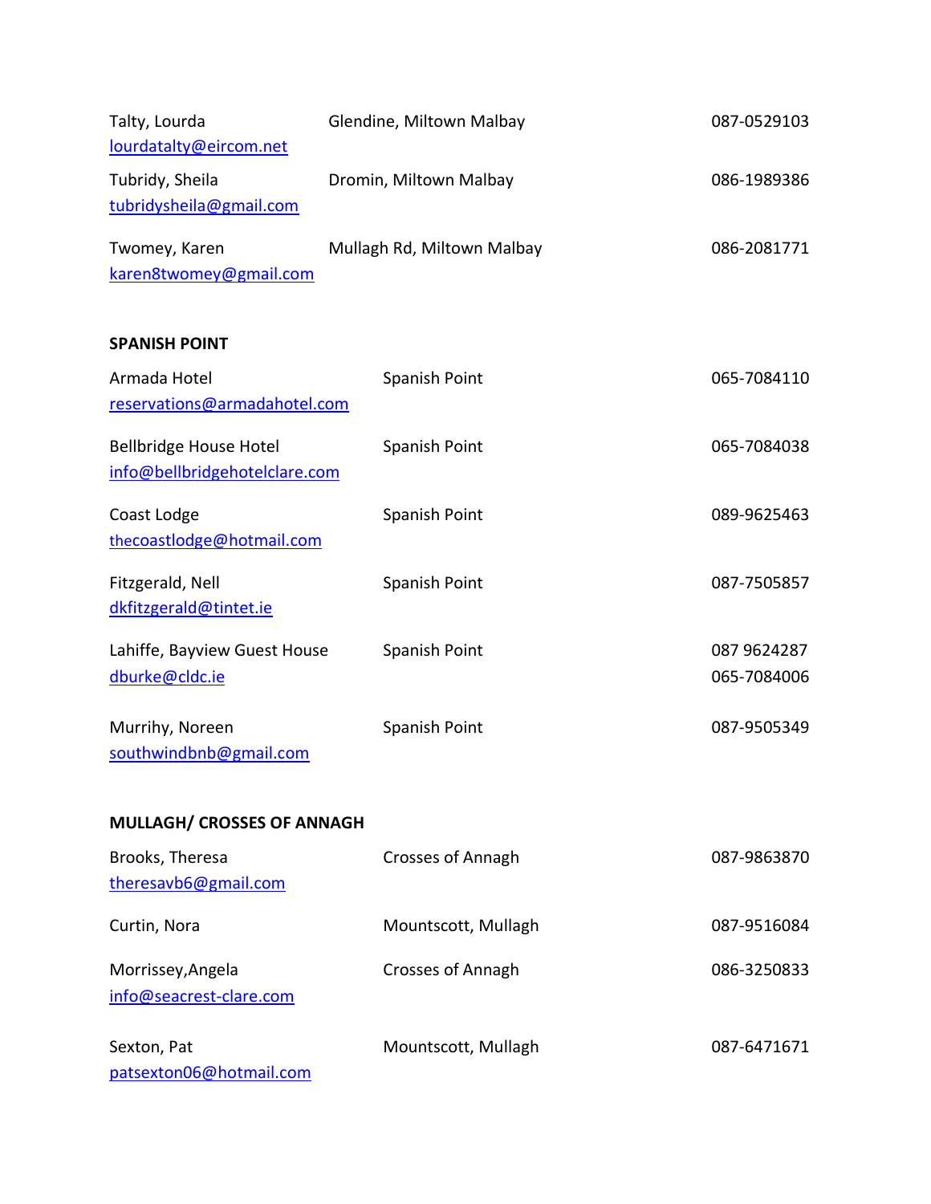| | | |
|---|---|---|
| Talty, Lourda<br>lourdatalty@eircom.net | Glendine, Miltown Malbay | 087-0529103 |
| Tubridy, Sheila<br>tubridysheila@gmail.com | Dromin, Miltown Malbay | 086-1989386 |
| Twomey, Karen<br>karen8twomey@gmail.com | Mullagh Rd, Miltown Malbay | 086-2081771 |

**SPANISH POINT**

| | | |
|---|---|---|
| Armada Hotel<br>reservations@armadahotel.com | Spanish Point | 065-7084110 |
| Bellbridge House Hotel<br>info@bellbridgehotelclare.com | Spanish Point | 065-7084038 |
| Coast Lodge<br>thecoastlodge@hotmail.com | Spanish Point | 089-9625463 |
| Fitzgerald, Nell<br>dkfitzgerald@tintet.ie | Spanish Point | 087-7505857 |
| Lahiffe, Bayview Guest House<br>dburke@cldc.ie | Spanish Point | 087 9624287<br>065-7084006 |
| Murrihy, Noreen<br>southwindbnb@gmail.com | Spanish Point | 087-9505349 |

**MULLAGH/ CROSSES OF ANNAGH**

| | | |
|---|---|---|
| Brooks, Theresa<br>theresavb6@gmail.com | Crosses of Annagh | 087-9863870 |
| Curtin, Nora | Mountscott, Mullagh | 087-9516084 |
| Morrissey,Angela<br>info@seacrest-clare.com | Crosses of Annagh | 086-3250833 |
| Sexton, Pat<br>patsexton06@hotmail.com | Mountscott, Mullagh | 087-6471671 |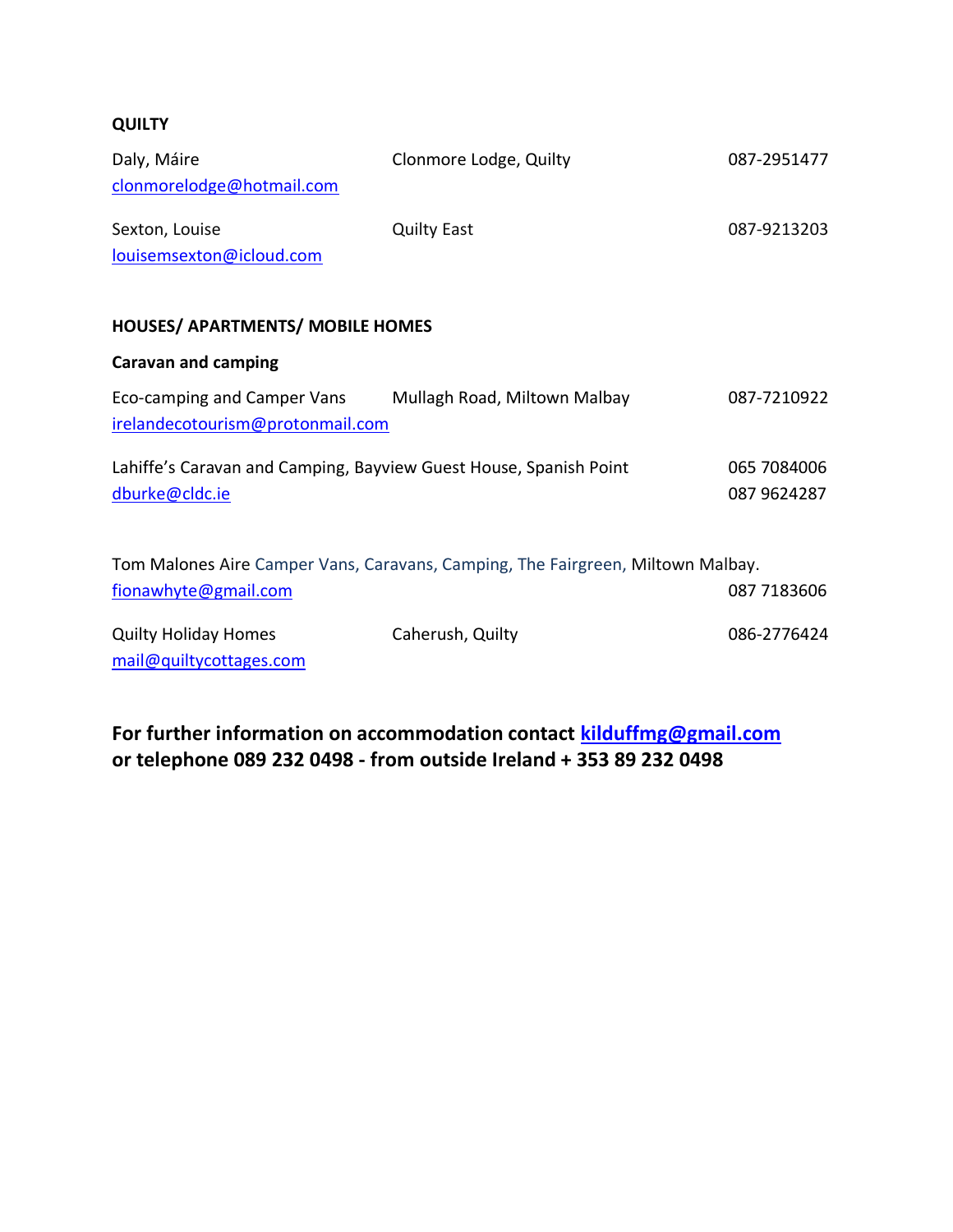**QUILTY**

Daly, Máire | Clonmore Lodge, Quilty | 087-2951477
clonmorelodge@hotmail.com

Sexton, Louise | Quilty East | 087-9213203
louisemsexton@icloud.com

**HOUSES/ APARTMENTS/ MOBILE HOMES**

**Caravan and camping**

Eco-camping and Camper Vans | Mullagh Road, Miltown Malbay | 087-7210922
irelandecotourism@protonmail.com

Lahiffe's Caravan and Camping, Bayview Guest House, Spanish Point | 065 7084006
dburke@cldc.ie | 087 9624287

Tom Malones Aire Camper Vans, Caravans, Camping, The Fairgreen, Miltown Malbay.
fionawhyte@gmail.com | 087 7183606

Quilty Holiday Homes | Caherush, Quilty | 086-2776424
mail@quiltycottages.com

**For further information on accommodation contact kilduffmg@gmail.com or telephone 089 232 0498 - from outside Ireland + 353 89 232 0498**